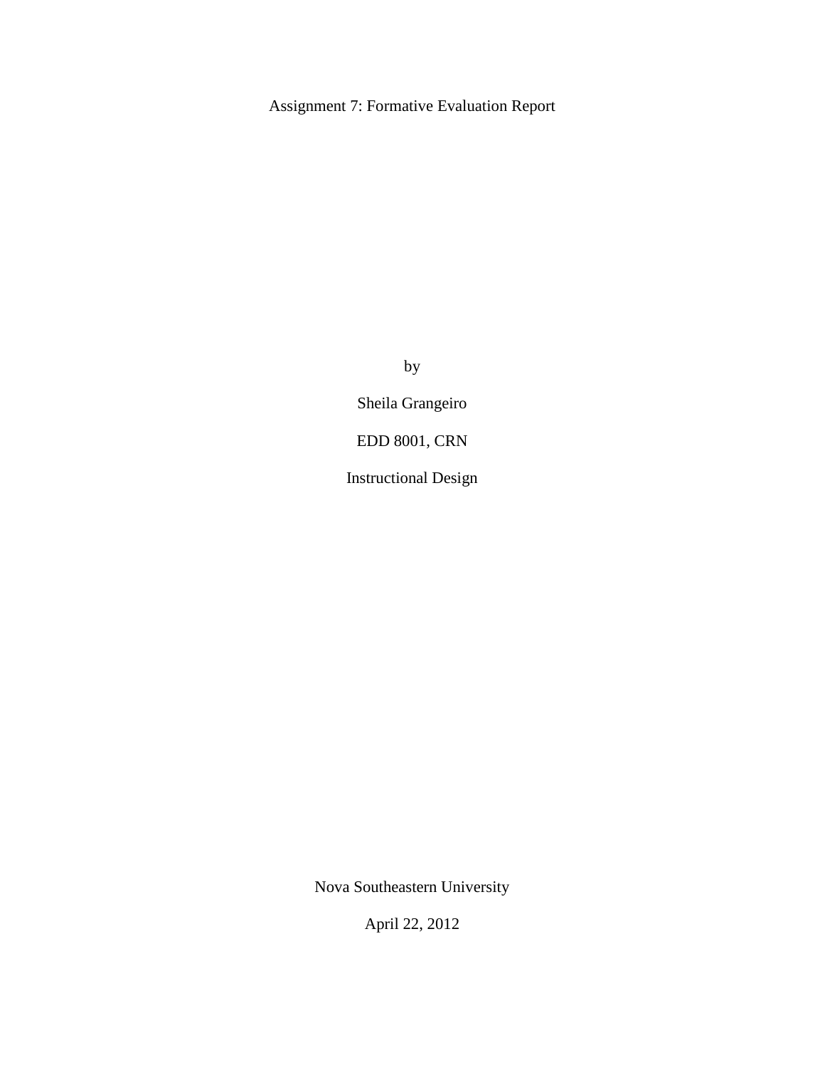# Assignment 7: Formative Evaluation Report

by

Sheila Grangeiro

EDD 8001, CRN

Instructional Design

Nova Southeastern University

April 22, 2012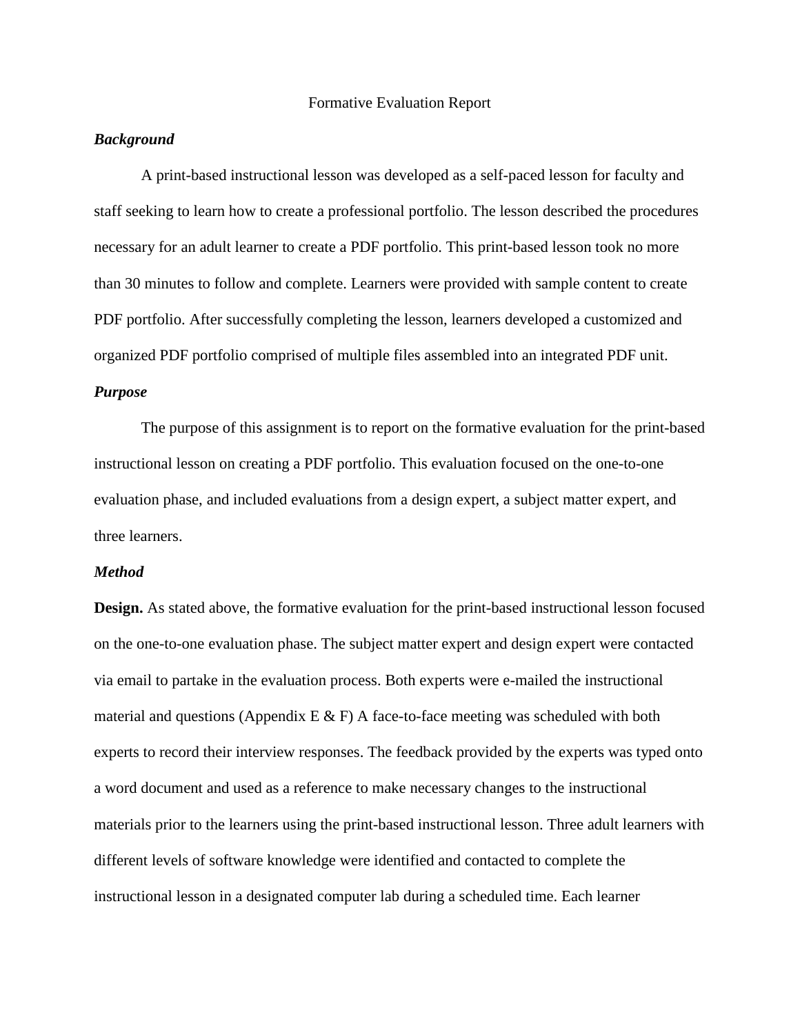# Formative Evaluation Report

### *Background*

A print-based instructional lesson was developed as a self-paced lesson for faculty and staff seeking to learn how to create a professional portfolio. The lesson described the procedures necessary for an adult learner to create a PDF portfolio. This print-based lesson took no more than 30 minutes to follow and complete. Learners were provided with sample content to create PDF portfolio. After successfully completing the lesson, learners developed a customized and organized PDF portfolio comprised of multiple files assembled into an integrated PDF unit.

### *Purpose*

The purpose of this assignment is to report on the formative evaluation for the print-based instructional lesson on creating a PDF portfolio. This evaluation focused on the one-to-one evaluation phase, and included evaluations from a design expert, a subject matter expert, and three learners.

### *Method*

**Design.** As stated above, the formative evaluation for the print-based instructional lesson focused on the one-to-one evaluation phase. The subject matter expert and design expert were contacted via email to partake in the evaluation process. Both experts were e-mailed the instructional material and questions (Appendix E & F) A face-to-face meeting was scheduled with both experts to record their interview responses. The feedback provided by the experts was typed onto a word document and used as a reference to make necessary changes to the instructional materials prior to the learners using the print-based instructional lesson. Three adult learners with different levels of software knowledge were identified and contacted to complete the instructional lesson in a designated computer lab during a scheduled time. Each learner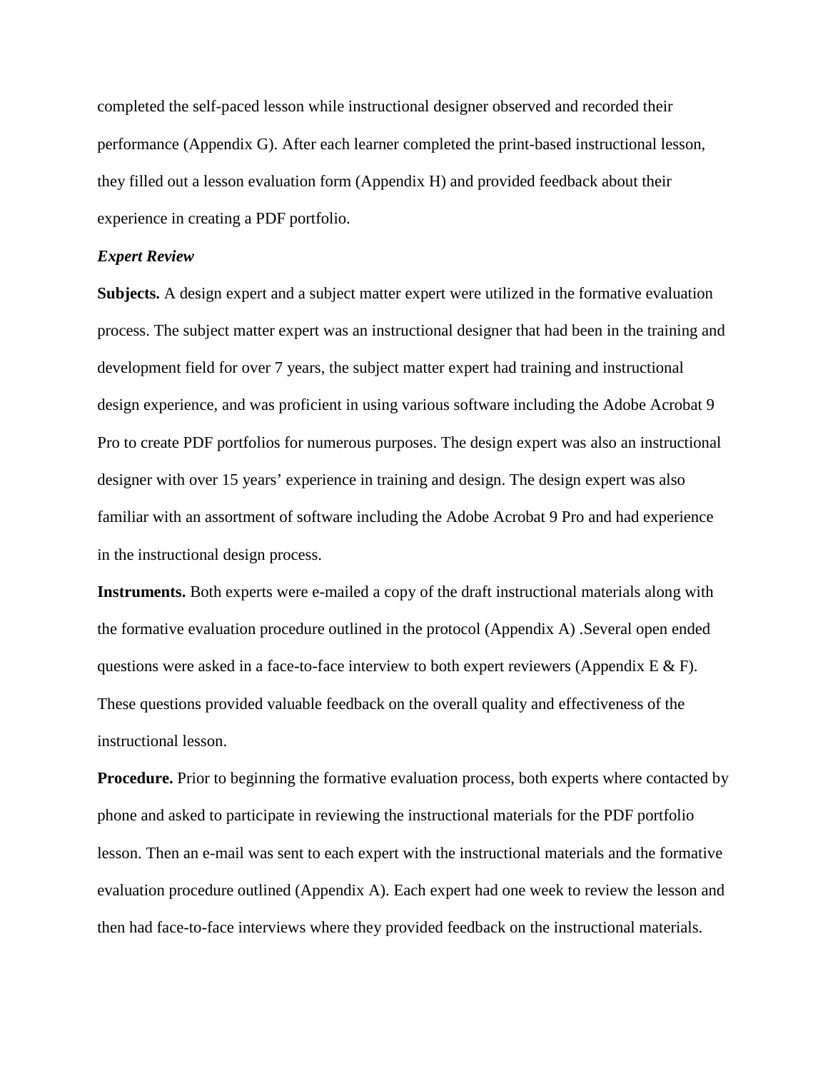completed the self-paced lesson while instructional designer observed and recorded their performance (Appendix G). After each learner completed the print-based instructional lesson, they filled out a lesson evaluation form (Appendix H) and provided feedback about their experience in creating a PDF portfolio.

***Expert Review***

**Subjects.** A design expert and a subject matter expert were utilized in the formative evaluation process. The subject matter expert was an instructional designer that had been in the training and development field for over 7 years, the subject matter expert had training and instructional design experience, and was proficient in using various software including the Adobe Acrobat 9 Pro to create PDF portfolios for numerous purposes. The design expert was also an instructional designer with over 15 years' experience in training and design. The design expert was also familiar with an assortment of software including the Adobe Acrobat 9 Pro and had experience in the instructional design process.

**Instruments.** Both experts were e-mailed a copy of the draft instructional materials along with the formative evaluation procedure outlined in the protocol (Appendix A) .Several open ended questions were asked in a face-to-face interview to both expert reviewers (Appendix E & F). These questions provided valuable feedback on the overall quality and effectiveness of the instructional lesson.

**Procedure.** Prior to beginning the formative evaluation process, both experts where contacted by phone and asked to participate in reviewing the instructional materials for the PDF portfolio lesson. Then an e-mail was sent to each expert with the instructional materials and the formative evaluation procedure outlined (Appendix A). Each expert had one week to review the lesson and then had face-to-face interviews where they provided feedback on the instructional materials.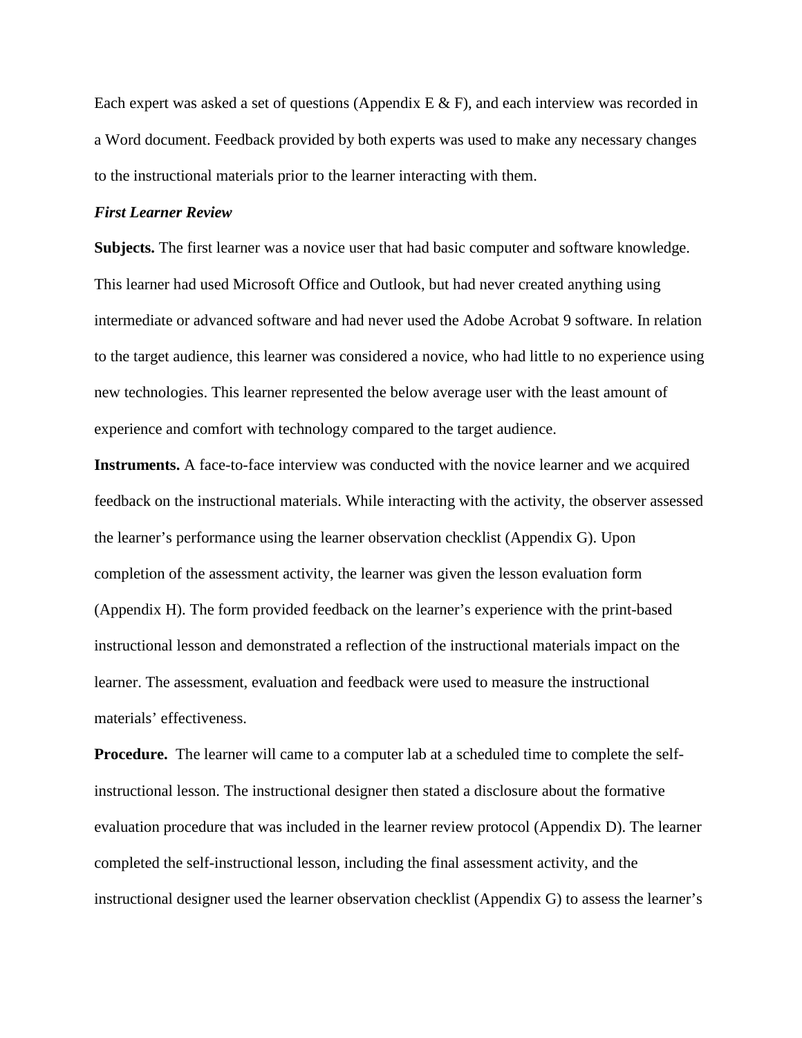Each expert was asked a set of questions (Appendix E & F), and each interview was recorded in a Word document. Feedback provided by both experts was used to make any necessary changes to the instructional materials prior to the learner interacting with them.

***First Learner Review***

**Subjects.** The first learner was a novice user that had basic computer and software knowledge. This learner had used Microsoft Office and Outlook, but had never created anything using intermediate or advanced software and had never used the Adobe Acrobat 9 software. In relation to the target audience, this learner was considered a novice, who had little to no experience using new technologies. This learner represented the below average user with the least amount of experience and comfort with technology compared to the target audience.

**Instruments.** A face-to-face interview was conducted with the novice learner and we acquired feedback on the instructional materials. While interacting with the activity, the observer assessed the learner's performance using the learner observation checklist (Appendix G). Upon completion of the assessment activity, the learner was given the lesson evaluation form (Appendix H). The form provided feedback on the learner's experience with the print-based instructional lesson and demonstrated a reflection of the instructional materials impact on the learner. The assessment, evaluation and feedback were used to measure the instructional materials' effectiveness.

**Procedure.** The learner will came to a computer lab at a scheduled time to complete the self-instructional lesson. The instructional designer then stated a disclosure about the formative evaluation procedure that was included in the learner review protocol (Appendix D). The learner completed the self-instructional lesson, including the final assessment activity, and the instructional designer used the learner observation checklist (Appendix G) to assess the learner's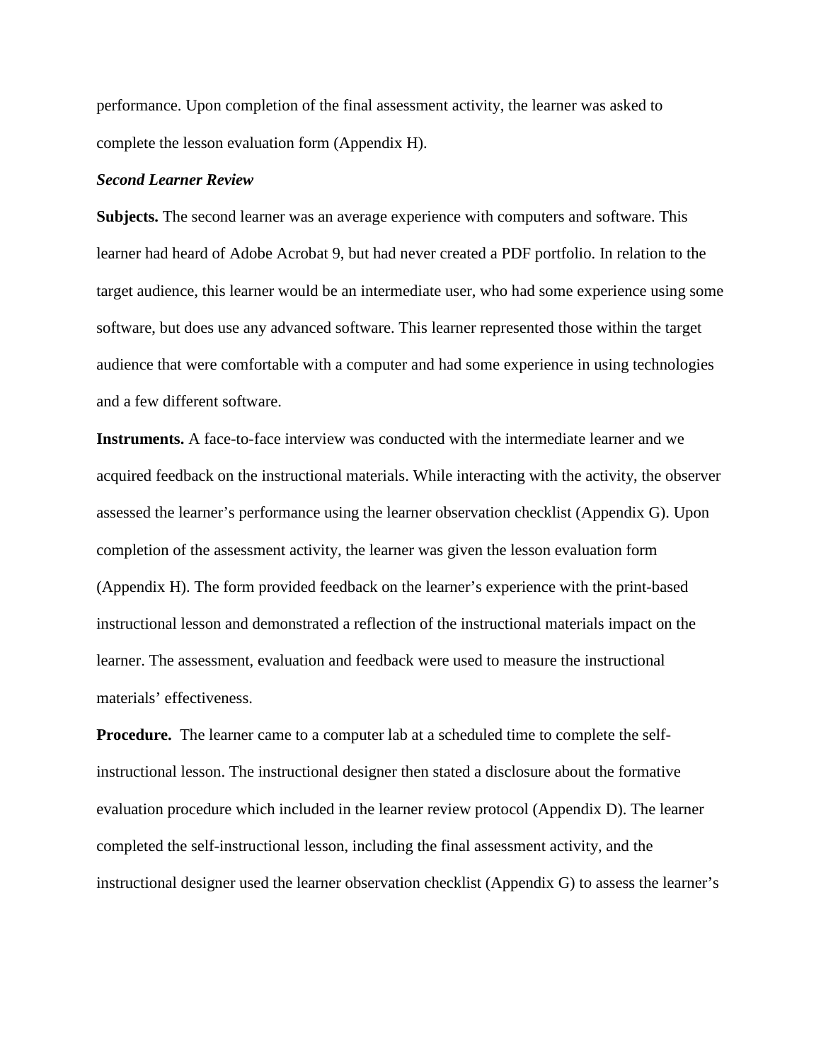performance. Upon completion of the final assessment activity, the learner was asked to complete the lesson evaluation form (Appendix H).

***Second Learner Review***

**Subjects.** The second learner was an average experience with computers and software. This learner had heard of Adobe Acrobat 9, but had never created a PDF portfolio. In relation to the target audience, this learner would be an intermediate user, who had some experience using some software, but does use any advanced software. This learner represented those within the target audience that were comfortable with a computer and had some experience in using technologies and a few different software.

**Instruments.** A face-to-face interview was conducted with the intermediate learner and we acquired feedback on the instructional materials. While interacting with the activity, the observer assessed the learner's performance using the learner observation checklist (Appendix G). Upon completion of the assessment activity, the learner was given the lesson evaluation form (Appendix H). The form provided feedback on the learner's experience with the print-based instructional lesson and demonstrated a reflection of the instructional materials impact on the learner. The assessment, evaluation and feedback were used to measure the instructional materials' effectiveness.

**Procedure.** The learner came to a computer lab at a scheduled time to complete the self-instructional lesson. The instructional designer then stated a disclosure about the formative evaluation procedure which included in the learner review protocol (Appendix D). The learner completed the self-instructional lesson, including the final assessment activity, and the instructional designer used the learner observation checklist (Appendix G) to assess the learner's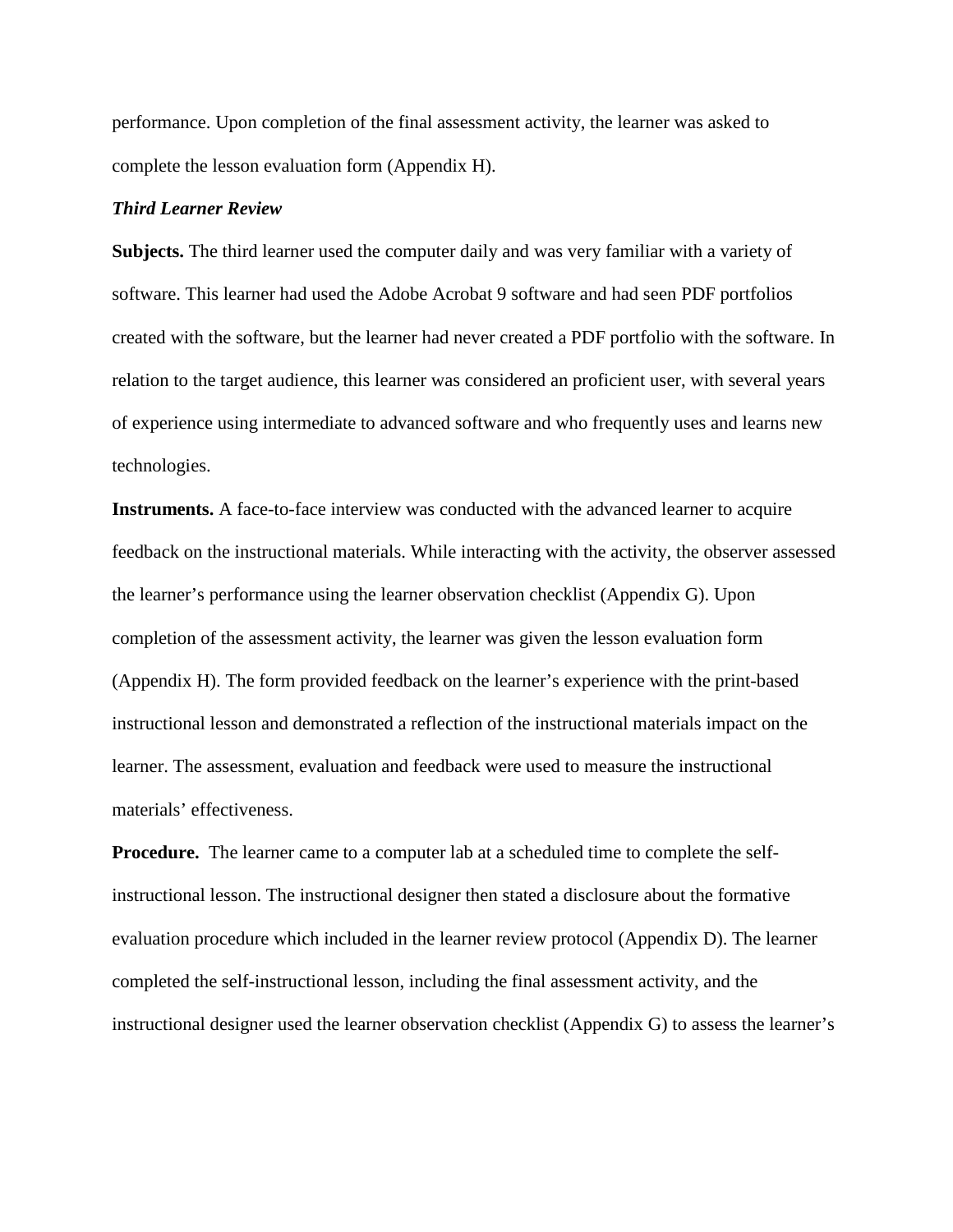performance. Upon completion of the final assessment activity, the learner was asked to complete the lesson evaluation form (Appendix H).

***Third Learner Review***

**Subjects.** The third learner used the computer daily and was very familiar with a variety of software. This learner had used the Adobe Acrobat 9 software and had seen PDF portfolios created with the software, but the learner had never created a PDF portfolio with the software. In relation to the target audience, this learner was considered an proficient user, with several years of experience using intermediate to advanced software and who frequently uses and learns new technologies.

**Instruments.** A face-to-face interview was conducted with the advanced learner to acquire feedback on the instructional materials. While interacting with the activity, the observer assessed the learner's performance using the learner observation checklist (Appendix G). Upon completion of the assessment activity, the learner was given the lesson evaluation form (Appendix H). The form provided feedback on the learner's experience with the print-based instructional lesson and demonstrated a reflection of the instructional materials impact on the learner. The assessment, evaluation and feedback were used to measure the instructional materials' effectiveness.

**Procedure.** The learner came to a computer lab at a scheduled time to complete the self-instructional lesson. The instructional designer then stated a disclosure about the formative evaluation procedure which included in the learner review protocol (Appendix D). The learner completed the self-instructional lesson, including the final assessment activity, and the instructional designer used the learner observation checklist (Appendix G) to assess the learner's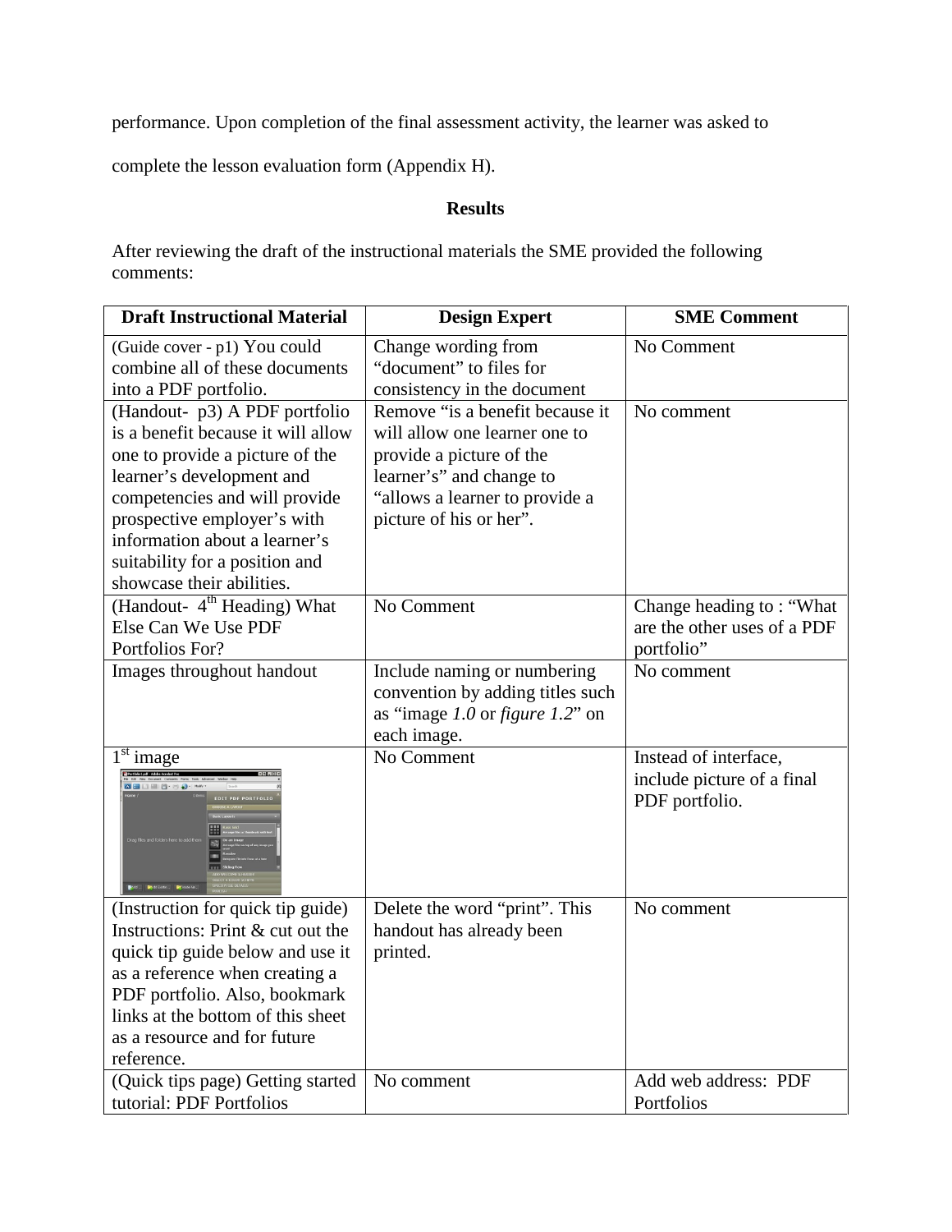performance. Upon completion of the final assessment activity, the learner was asked to complete the lesson evaluation form (Appendix H).

## Results

After reviewing the draft of the instructional materials the SME provided the following comments:

| Draft Instructional Material | Design Expert | SME Comment |
|---|---|---|
| (Guide cover - p1) You could combine all of these documents into a PDF portfolio. | Change wording from "document" to files for consistency in the document | No Comment |
| (Handout- p3) A PDF portfolio is a benefit because it will allow one to provide a picture of the learner's development and competencies and will provide prospective employer's with information about a learner's suitability for a position and showcase their abilities. | Remove "is a benefit because it will allow one learner one to provide a picture of the learner's" and change to "allows a learner to provide a picture of his or her". | No comment |
| (Handout- 4th Heading) What Else Can We Use PDF Portfolios For? | No Comment | Change heading to : "What are the other uses of a PDF portfolio" |
| Images throughout handout | Include naming or numbering convention by adding titles such as "image *1.0* or *figure 1.2*" on each image. | No comment |
| 1st image | No Comment | Instead of interface, include picture of a final PDF portfolio. |
| (Instruction for quick tip guide) Instructions: Print & cut out the quick tip guide below and use it as a reference when creating a PDF portfolio. Also, bookmark links at the bottom of this sheet as a resource and for future reference. | Delete the word "print". This handout has already been printed. | No comment |
| (Quick tips page) Getting started tutorial: PDF Portfolios | No comment | Add web address: PDF Portfolios |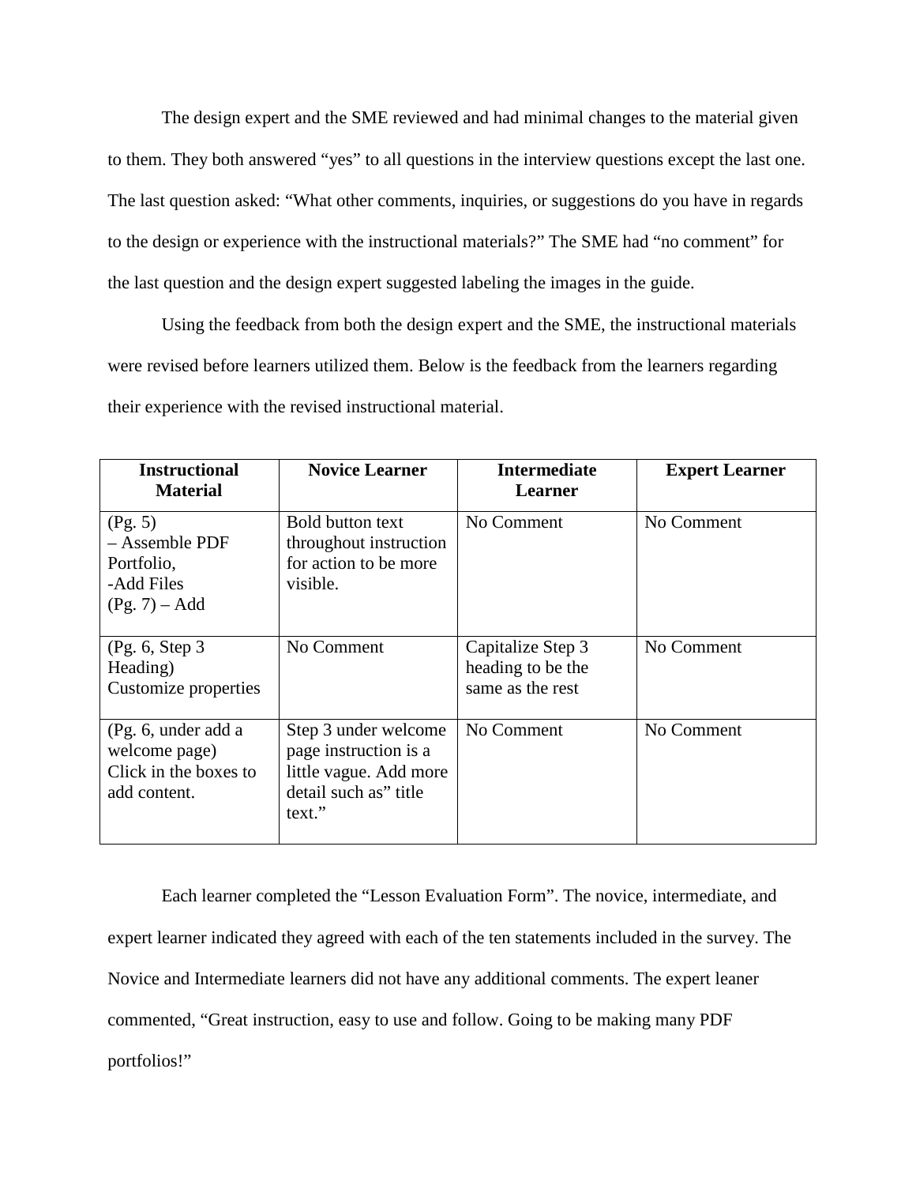The design expert and the SME reviewed and had minimal changes to the material given to them. They both answered "yes" to all questions in the interview questions except the last one. The last question asked: "What other comments, inquiries, or suggestions do you have in regards to the design or experience with the instructional materials?" The SME had "no comment" for the last question and the design expert suggested labeling the images in the guide.

Using the feedback from both the design expert and the SME, the instructional materials were revised before learners utilized them. Below is the feedback from the learners regarding their experience with the revised instructional material.

| **Instructional Material** | **Novice Learner** | **Intermediate Learner** | **Expert Learner** |
|---|---|---|---|
| (Pg. 5) – Assemble PDF Portfolio, -Add Files (Pg. 7) – Add | Bold button text throughout instruction for action to be more visible. | No Comment | No Comment |
| (Pg. 6, Step 3 Heading) Customize properties | No Comment | Capitalize Step 3 heading to be the same as the rest | No Comment |
| (Pg. 6, under add a welcome page) Click in the boxes to add content. | Step 3 under welcome page instruction is a little vague. Add more detail such as" title text." | No Comment | No Comment |

Each learner completed the "Lesson Evaluation Form". The novice, intermediate, and expert learner indicated they agreed with each of the ten statements included in the survey. The Novice and Intermediate learners did not have any additional comments. The expert leaner commented, "Great instruction, easy to use and follow. Going to be making many PDF portfolios!"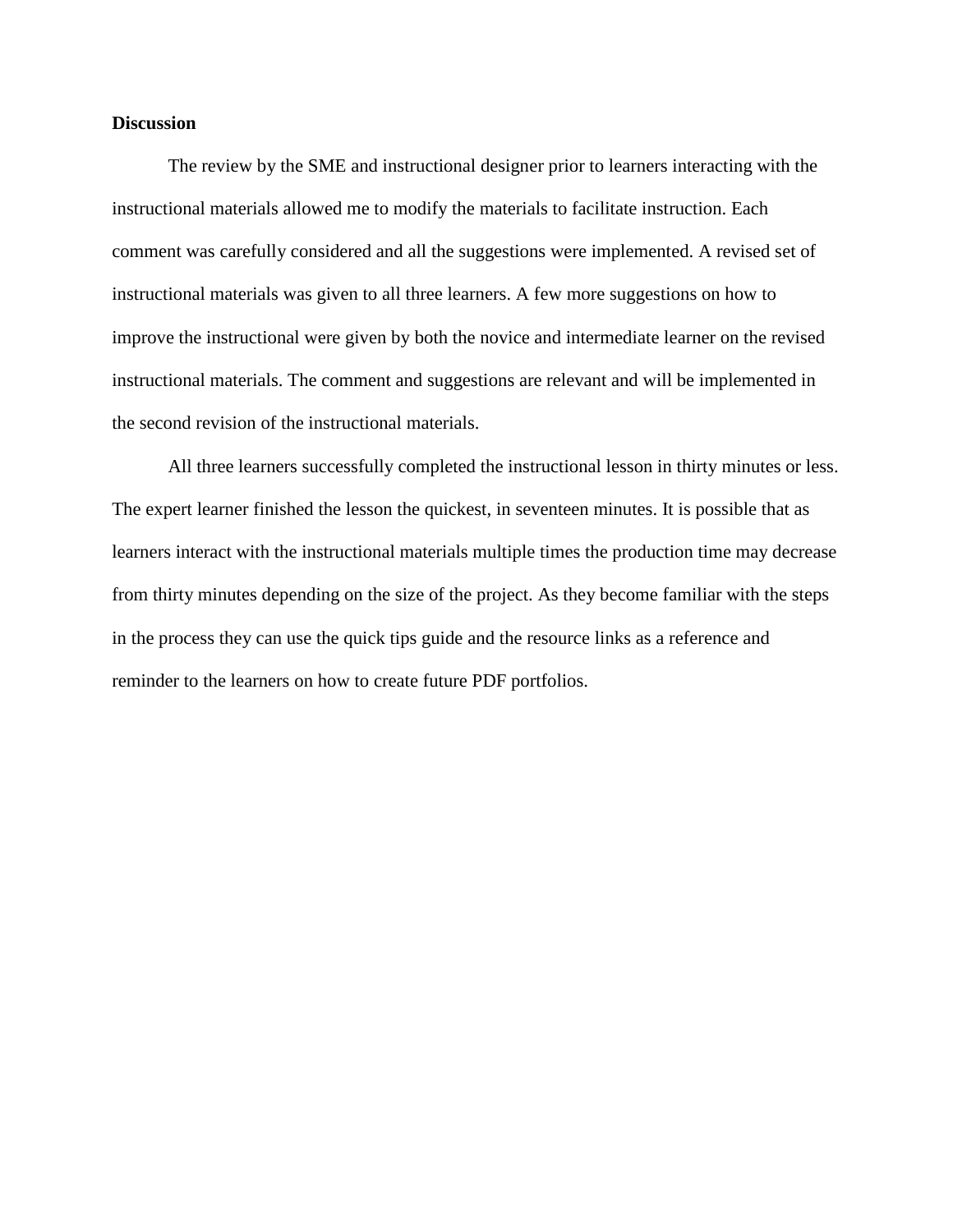**Discussion**

The review by the SME and instructional designer prior to learners interacting with the instructional materials allowed me to modify the materials to facilitate instruction. Each comment was carefully considered and all the suggestions were implemented. A revised set of instructional materials was given to all three learners. A few more suggestions on how to improve the instructional were given by both the novice and intermediate learner on the revised instructional materials. The comment and suggestions are relevant and will be implemented in the second revision of the instructional materials.

All three learners successfully completed the instructional lesson in thirty minutes or less. The expert learner finished the lesson the quickest, in seventeen minutes. It is possible that as learners interact with the instructional materials multiple times the production time may decrease from thirty minutes depending on the size of the project. As they become familiar with the steps in the process they can use the quick tips guide and the resource links as a reference and reminder to the learners on how to create future PDF portfolios.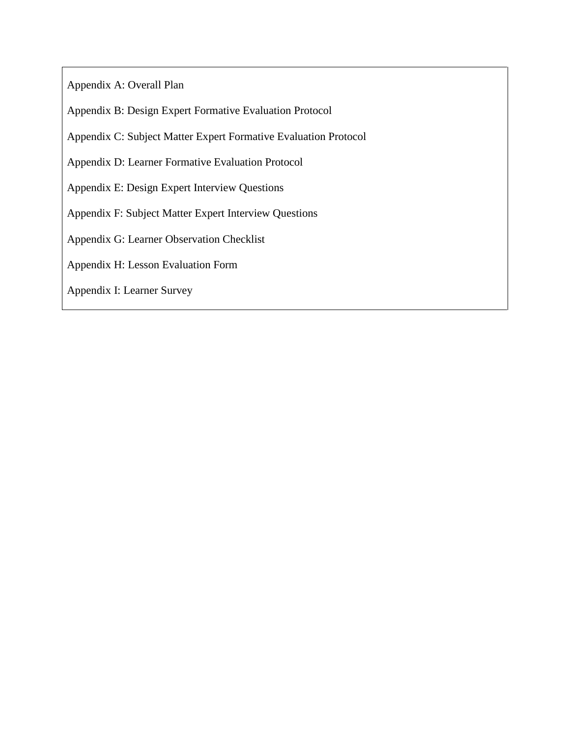Appendix A: Overall Plan

Appendix B: Design Expert Formative Evaluation Protocol

Appendix C: Subject Matter Expert Formative Evaluation Protocol

Appendix D: Learner Formative Evaluation Protocol

Appendix E: Design Expert Interview Questions

Appendix F: Subject Matter Expert Interview Questions

Appendix G: Learner Observation Checklist

Appendix H: Lesson Evaluation Form

Appendix I: Learner Survey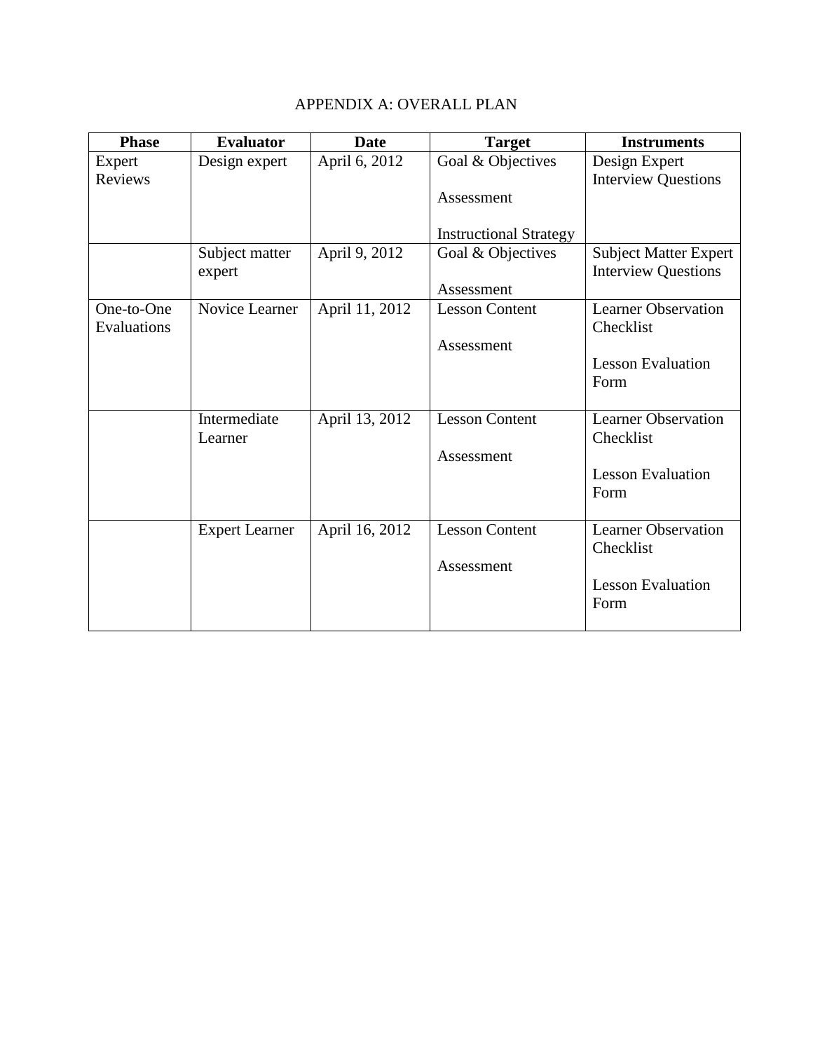# APPENDIX A: OVERALL PLAN

| Phase | Evaluator | Date | Target | Instruments |
|---|---|---|---|---|
| Expert Reviews | Design expert | April 6, 2012 | Goal & Objectives<br><br>Assessment<br><br>Instructional Strategy | Design Expert Interview Questions |
| | Subject matter expert | April 9, 2012 | Goal & Objectives<br><br>Assessment | Subject Matter Expert Interview Questions |
| One-to-One Evaluations | Novice Learner | April 11, 2012 | Lesson Content<br><br>Assessment | Learner Observation Checklist<br><br>Lesson Evaluation Form |
| | Intermediate Learner | April 13, 2012 | Lesson Content<br><br>Assessment | Learner Observation Checklist<br><br>Lesson Evaluation Form |
| | Expert Learner | April 16, 2012 | Lesson Content<br><br>Assessment | Learner Observation Checklist<br><br>Lesson Evaluation Form |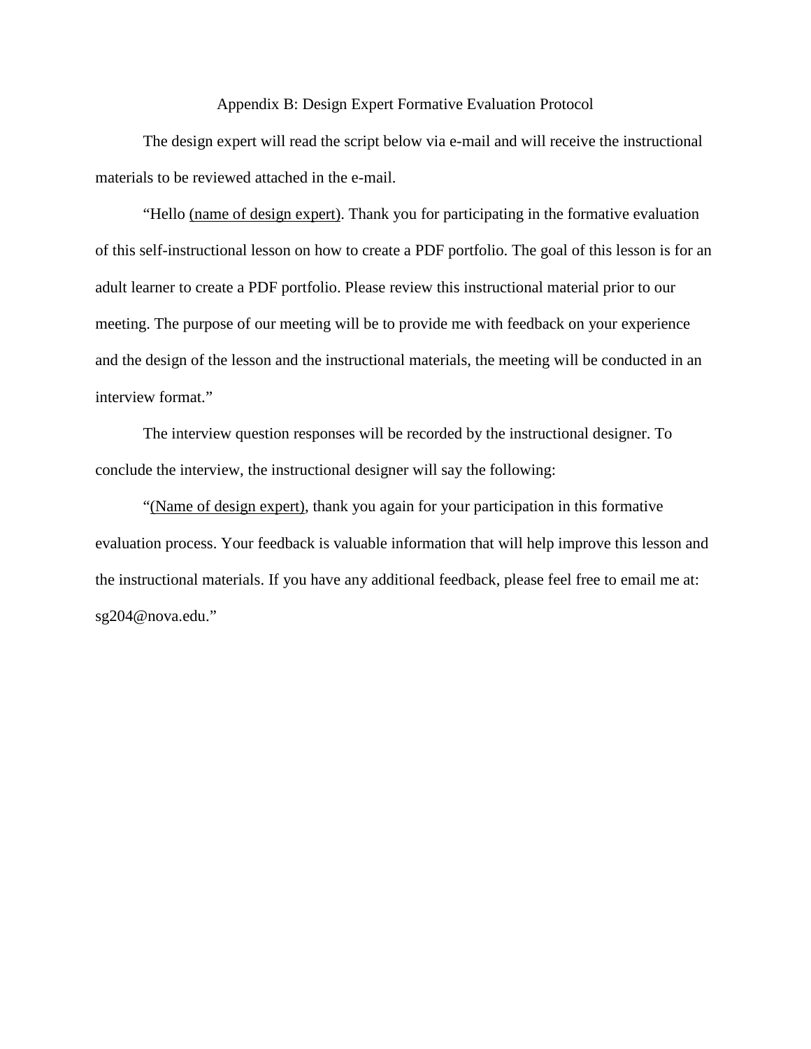# Appendix B: Design Expert Formative Evaluation Protocol

The design expert will read the script below via e-mail and will receive the instructional materials to be reviewed attached in the e-mail.

"Hello <u>(name of design expert)</u>. Thank you for participating in the formative evaluation of this self-instructional lesson on how to create a PDF portfolio. The goal of this lesson is for an adult learner to create a PDF portfolio. Please review this instructional material prior to our meeting. The purpose of our meeting will be to provide me with feedback on your experience and the design of the lesson and the instructional materials, the meeting will be conducted in an interview format."

The interview question responses will be recorded by the instructional designer. To conclude the interview, the instructional designer will say the following:

"<u>(Name of design expert)</u>, thank you again for your participation in this formative evaluation process. Your feedback is valuable information that will help improve this lesson and the instructional materials. If you have any additional feedback, please feel free to email me at: sg204@nova.edu."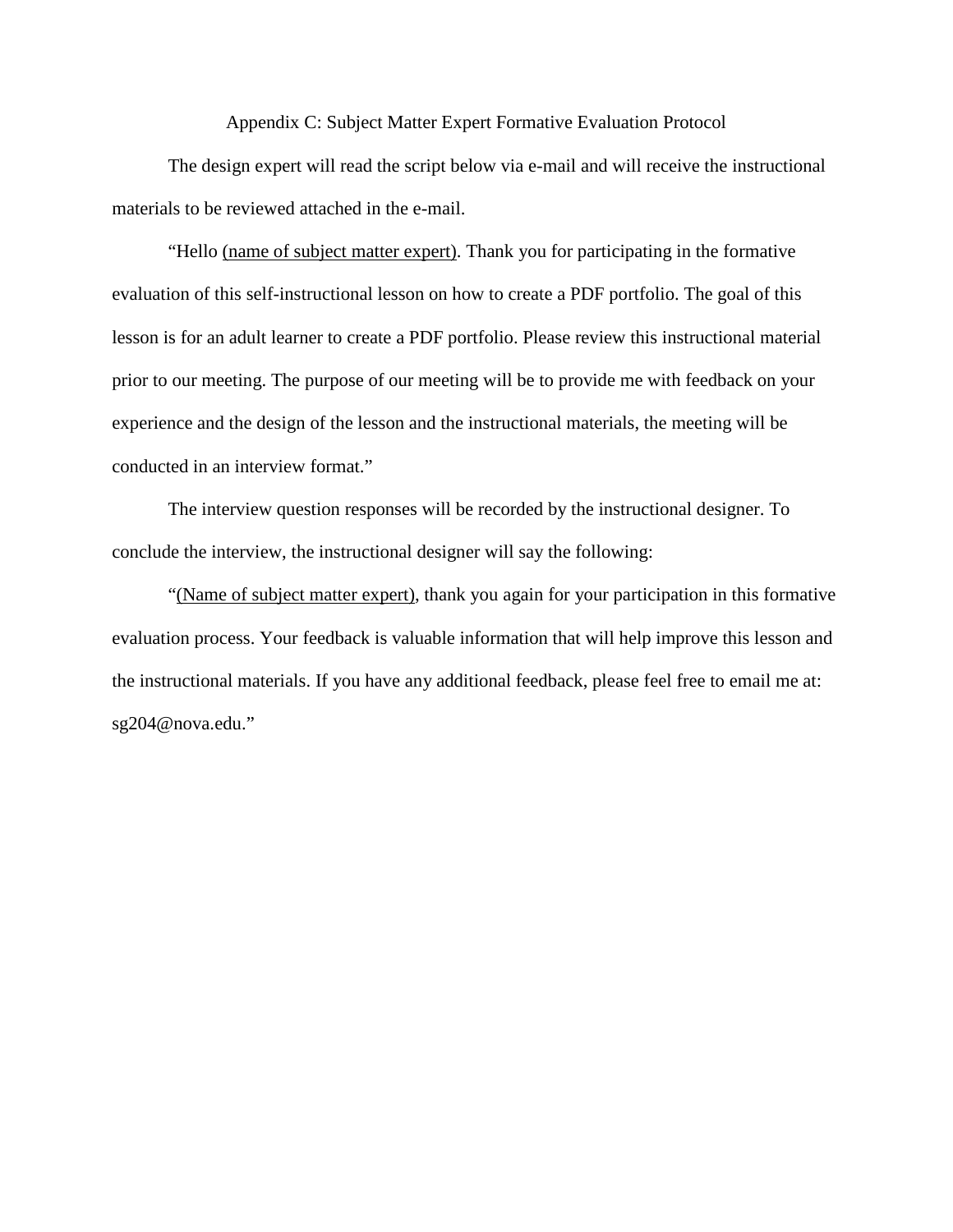# Appendix C: Subject Matter Expert Formative Evaluation Protocol

The design expert will read the script below via e-mail and will receive the instructional materials to be reviewed attached in the e-mail.

"Hello <u>(name of subject matter expert)</u>. Thank you for participating in the formative evaluation of this self-instructional lesson on how to create a PDF portfolio. The goal of this lesson is for an adult learner to create a PDF portfolio. Please review this instructional material prior to our meeting. The purpose of our meeting will be to provide me with feedback on your experience and the design of the lesson and the instructional materials, the meeting will be conducted in an interview format."

The interview question responses will be recorded by the instructional designer. To conclude the interview, the instructional designer will say the following:

"<u>(Name of subject matter expert)</u>, thank you again for your participation in this formative evaluation process. Your feedback is valuable information that will help improve this lesson and the instructional materials. If you have any additional feedback, please feel free to email me at: sg204@nova.edu."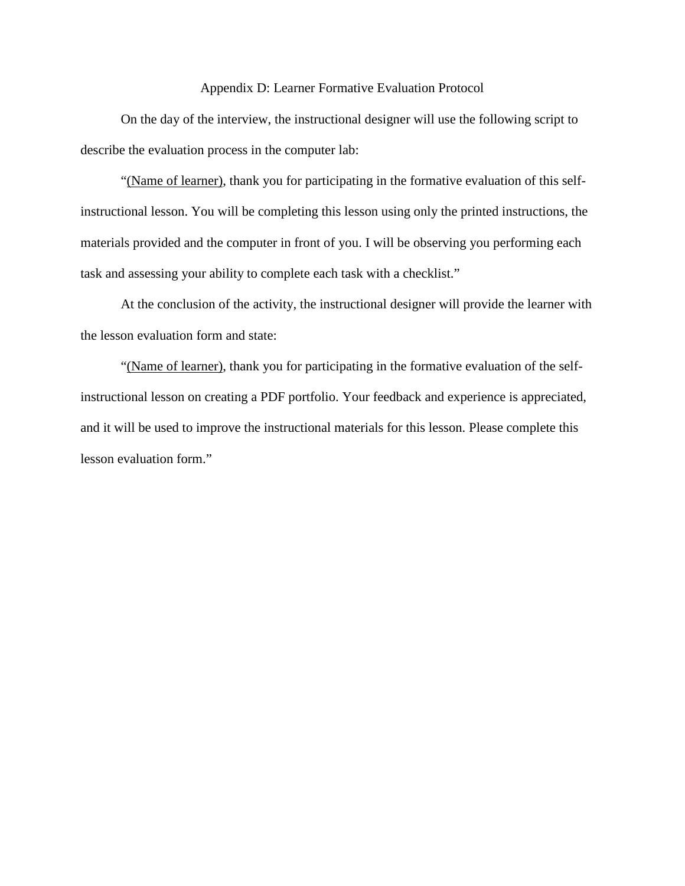# Appendix D: Learner Formative Evaluation Protocol

On the day of the interview, the instructional designer will use the following script to describe the evaluation process in the computer lab:

"(Name of learner), thank you for participating in the formative evaluation of this self-instructional lesson. You will be completing this lesson using only the printed instructions, the materials provided and the computer in front of you. I will be observing you performing each task and assessing your ability to complete each task with a checklist."

At the conclusion of the activity, the instructional designer will provide the learner with the lesson evaluation form and state:

"(Name of learner), thank you for participating in the formative evaluation of the self-instructional lesson on creating a PDF portfolio. Your feedback and experience is appreciated, and it will be used to improve the instructional materials for this lesson. Please complete this lesson evaluation form."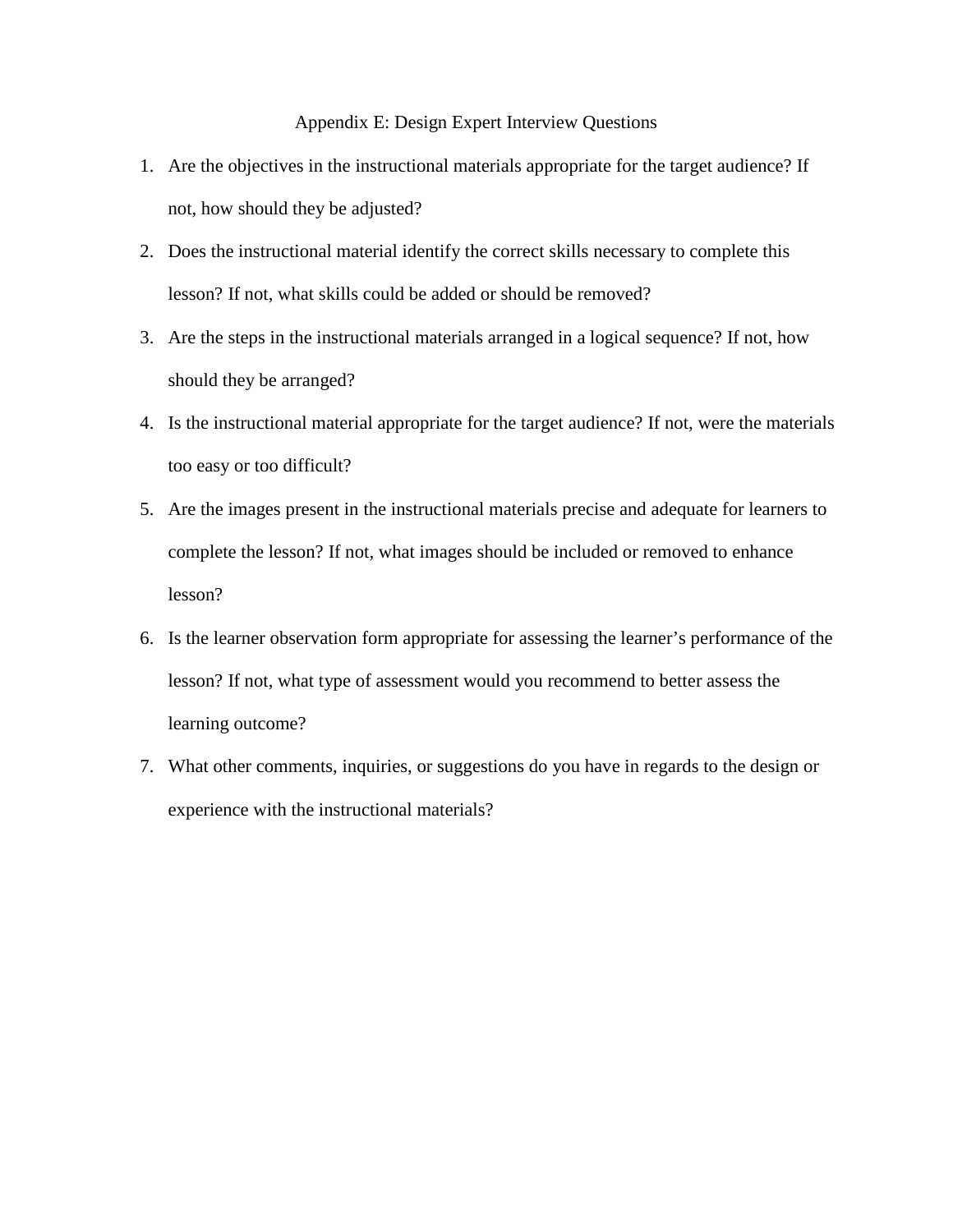# Appendix E: Design Expert Interview Questions

1. Are the objectives in the instructional materials appropriate for the target audience? If not, how should they be adjusted?
2. Does the instructional material identify the correct skills necessary to complete this lesson? If not, what skills could be added or should be removed?
3. Are the steps in the instructional materials arranged in a logical sequence? If not, how should they be arranged?
4. Is the instructional material appropriate for the target audience? If not, were the materials too easy or too difficult?
5. Are the images present in the instructional materials precise and adequate for learners to complete the lesson? If not, what images should be included or removed to enhance lesson?
6. Is the learner observation form appropriate for assessing the learner's performance of the lesson? If not, what type of assessment would you recommend to better assess the learning outcome?
7. What other comments, inquiries, or suggestions do you have in regards to the design or experience with the instructional materials?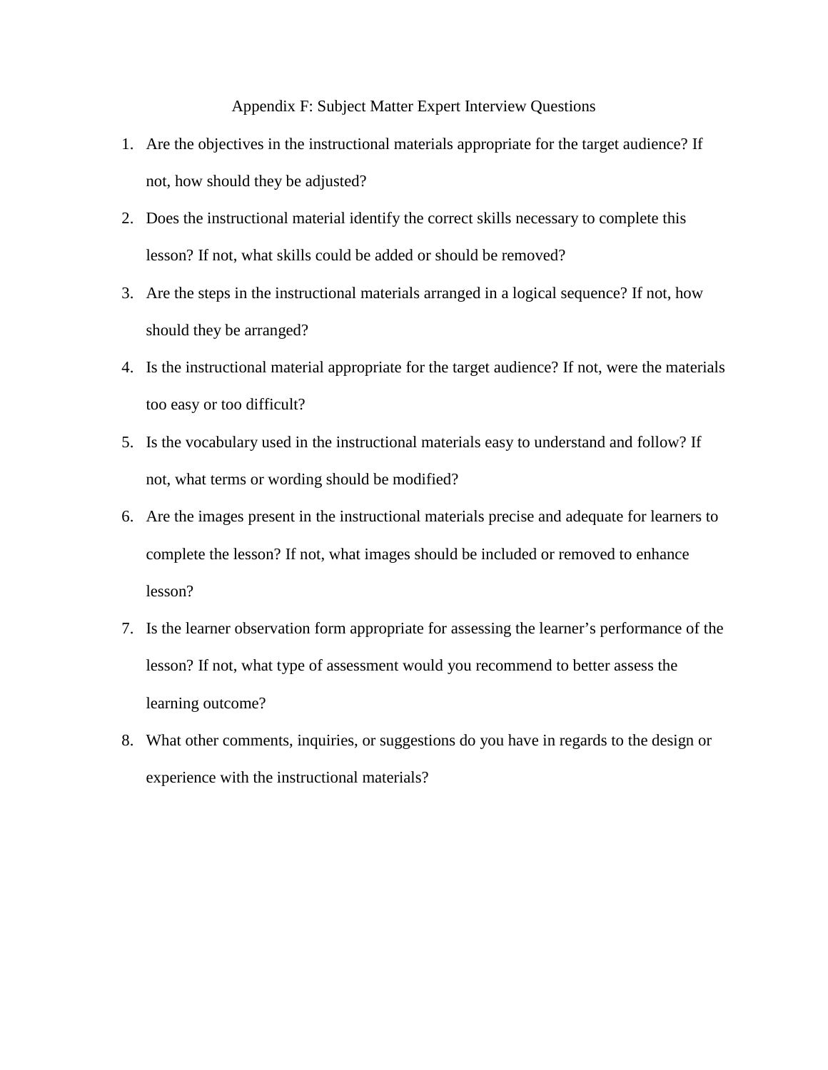# Appendix F: Subject Matter Expert Interview Questions

1. Are the objectives in the instructional materials appropriate for the target audience? If not, how should they be adjusted?
2. Does the instructional material identify the correct skills necessary to complete this lesson? If not, what skills could be added or should be removed?
3. Are the steps in the instructional materials arranged in a logical sequence? If not, how should they be arranged?
4. Is the instructional material appropriate for the target audience? If not, were the materials too easy or too difficult?
5. Is the vocabulary used in the instructional materials easy to understand and follow? If not, what terms or wording should be modified?
6. Are the images present in the instructional materials precise and adequate for learners to complete the lesson? If not, what images should be included or removed to enhance lesson?
7. Is the learner observation form appropriate for assessing the learner's performance of the lesson? If not, what type of assessment would you recommend to better assess the learning outcome?
8. What other comments, inquiries, or suggestions do you have in regards to the design or experience with the instructional materials?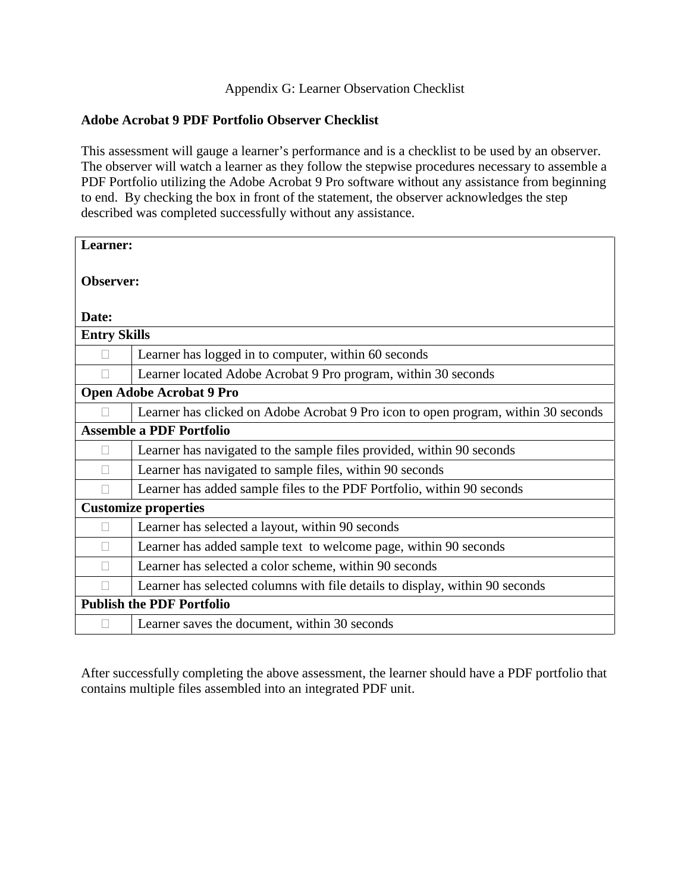Appendix G: Learner Observation Checklist

**Adobe Acrobat 9 PDF Portfolio Observer Checklist**

This assessment will gauge a learner's performance and is a checklist to be used by an observer. The observer will watch a learner as they follow the stepwise procedures necessary to assemble a PDF Portfolio utilizing the Adobe Acrobat 9 Pro software without any assistance from beginning to end. By checking the box in front of the statement, the observer acknowledges the step described was completed successfully without any assistance.

| **Learner:**<br><br>**Observer:**<br><br>**Date:** | |
|---|---|
| **Entry Skills** | |
| ☐ | Learner has logged in to computer, within 60 seconds |
| ☐ | Learner located Adobe Acrobat 9 Pro program, within 30 seconds |
| **Open Adobe Acrobat 9 Pro** | |
| ☐ | Learner has clicked on Adobe Acrobat 9 Pro icon to open program, within 30 seconds |
| **Assemble a PDF Portfolio** | |
| ☐ | Learner has navigated to the sample files provided, within 90 seconds |
| ☐ | Learner has navigated to sample files, within 90 seconds |
| ☐ | Learner has added sample files to the PDF Portfolio, within 90 seconds |
| **Customize properties** | |
| ☐ | Learner has selected a layout, within 90 seconds |
| ☐ | Learner has added sample text to welcome page, within 90 seconds |
| ☐ | Learner has selected a color scheme, within 90 seconds |
| ☐ | Learner has selected columns with file details to display, within 90 seconds |
| **Publish the PDF Portfolio** | |
| ☐ | Learner saves the document, within 30 seconds |

After successfully completing the above assessment, the learner should have a PDF portfolio that contains multiple files assembled into an integrated PDF unit.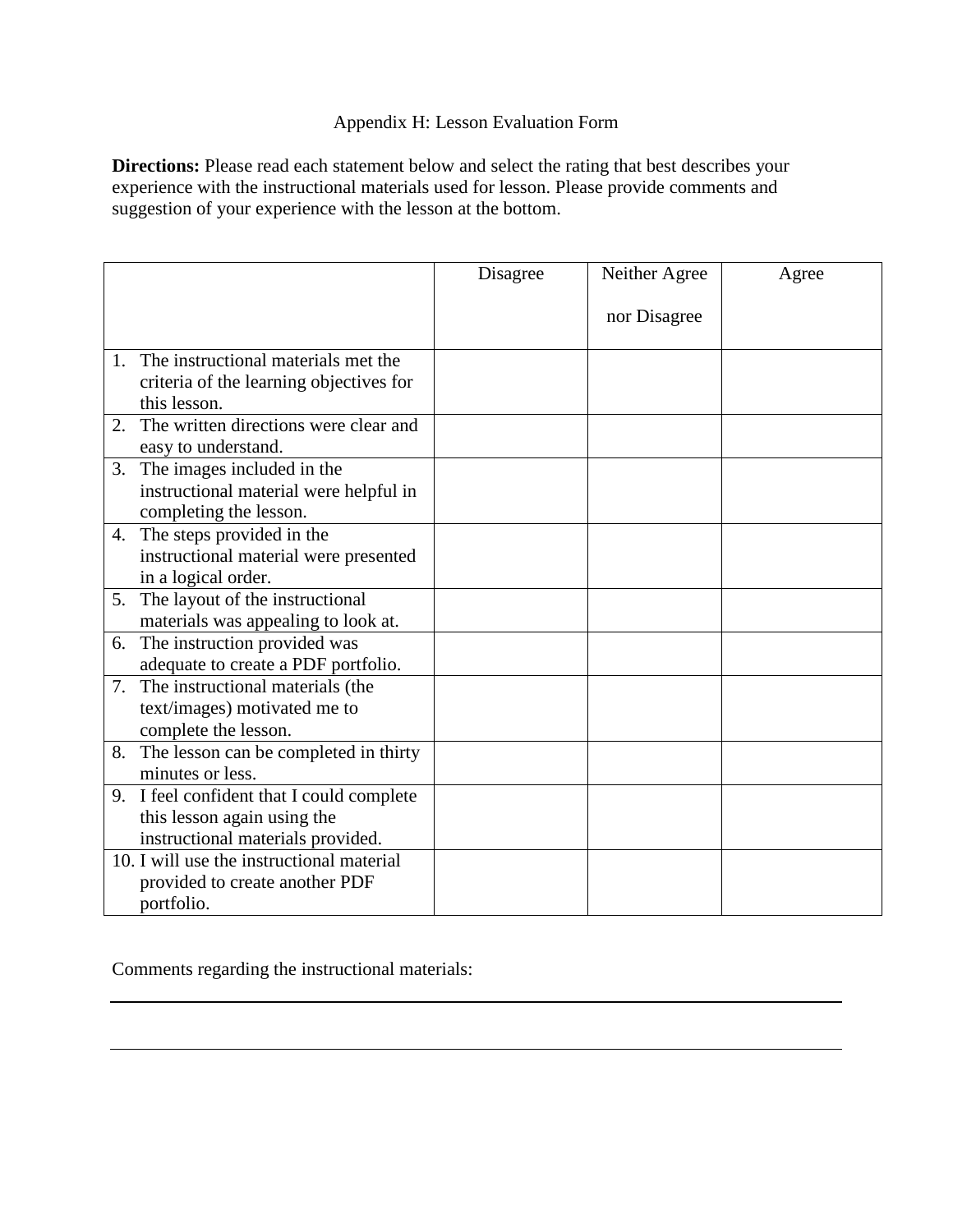Appendix H: Lesson Evaluation Form

**Directions:** Please read each statement below and select the rating that best describes your experience with the instructional materials used for lesson. Please provide comments and suggestion of your experience with the lesson at the bottom.

| | Disagree | Neither Agree nor Disagree | Agree |
|---|---|---|---|
| 1. The instructional materials met the criteria of the learning objectives for this lesson. | | | |
| 2. The written directions were clear and easy to understand. | | | |
| 3. The images included in the instructional material were helpful in completing the lesson. | | | |
| 4. The steps provided in the instructional material were presented in a logical order. | | | |
| 5. The layout of the instructional materials was appealing to look at. | | | |
| 6. The instruction provided was adequate to create a PDF portfolio. | | | |
| 7. The instructional materials (the text/images) motivated me to complete the lesson. | | | |
| 8. The lesson can be completed in thirty minutes or less. | | | |
| 9. I feel confident that I could complete this lesson again using the instructional materials provided. | | | |
| 10. I will use the instructional material provided to create another PDF portfolio. | | | |

Comments regarding the instructional materials:

______________________________________________________________________________

______________________________________________________________________________